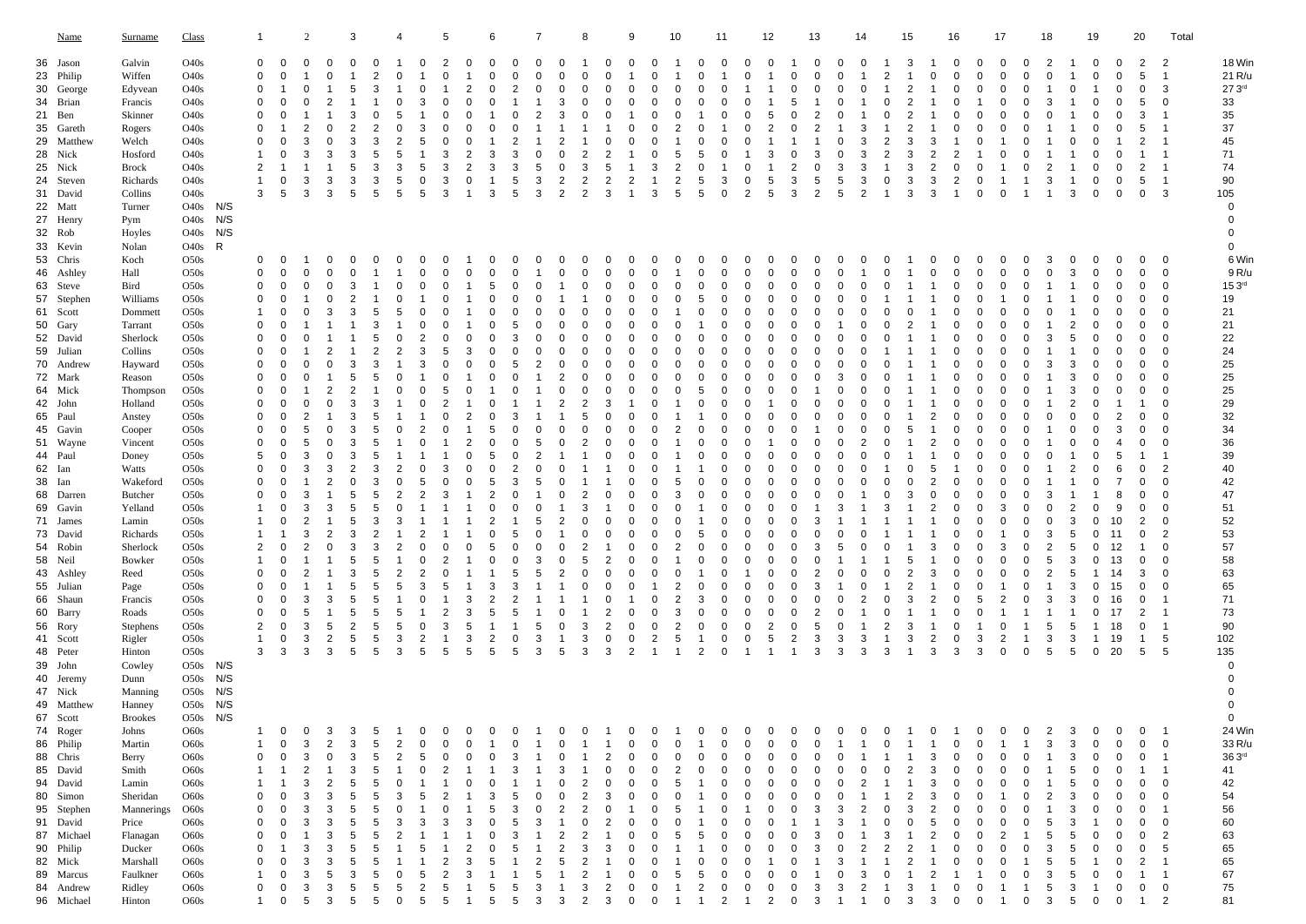| | Name | Surname | Class | | 1 | | 2 | | 3 | | 4 | | 5 | | 6 | | 7 | | 8 | | 9 | | 10 | | 11 | | 12 | | 13 | | 14 | | 15 | | 16 | | 17 | | 18 | | 19 | | 20 | | Total |
|---|---|---|---|---|---|---|---|---|---|---|---|---|---|---|---|---|---|---|---|---|---|---|---|---|---|---|---|---|---|---|---|---|---|---|---|---|---|---|---|---|---|---|---|---|---|
| 36 | Jason | Galvin | O40s | | 0 | 0 | 0 | 0 | 0 | 0 | 1 | 0 | 2 | 0 | 0 | 0 | 0 | 0 | 1 | 0 | 0 | 0 | 1 | 0 | 0 | 0 | 0 | 1 | 0 | 0 | 0 | 1 | 3 | 1 | 0 | 0 | 0 | 0 | 2 | 1 | 0 | 0 | 2 | 2 | 18 Win |
| 23 | Philip | Wiffen | O40s | | 0 | 0 | 1 | 0 | 1 | 2 | 0 | 1 | 0 | 1 | 0 | 0 | 0 | 0 | 0 | 0 | 0 | 1 | 0 | 1 | 0 | 1 | 1 | 0 | 0 | 0 | 1 | 2 | 1 | 0 | 0 | 0 | 0 | 0 | 0 | 1 | 0 | 0 | 5 | 1 | 21 R/u |
| 30 | George | Edyvean | O40s | | 0 | 1 | 0 | 1 | 5 | 3 | 1 | 0 | 1 | 2 | 0 | 2 | 0 | 0 | 0 | 0 | 0 | 0 | 0 | 0 | 0 | 1 | 1 | 0 | 0 | 0 | 0 | 1 | 2 | 1 | 0 | 0 | 0 | 0 | 0 | 1 | 0 | 1 | 0 | 3 | 27 3rd |
| 34 | Brian | Francis | O40s | | 0 | 0 | 0 | 2 | 1 | 1 | 0 | 3 | 0 | 0 | 0 | 1 | 1 | 3 | 0 | 0 | 0 | 0 | 0 | 0 | 0 | 0 | 0 | 1 | 5 | 1 | 0 | 1 | 0 | 2 | 1 | 0 | 1 | 0 | 0 | 3 | 1 | 0 | 0 | 5 | 33 |
| 21 | Ben | Skinner | O40s | | 0 | 0 | 1 | 1 | 3 | 0 | 5 | 1 | 0 | 0 | 1 | 0 | 2 | 3 | 0 | 0 | 1 | 0 | 0 | 1 | 0 | 0 | 5 | 0 | 2 | 0 | 1 | 0 | 2 | 1 | 0 | 0 | 0 | 0 | 0 | 1 | 0 | 0 | 3 | 1 | 35 |
| 35 | Gareth | Rogers | O40s | | 0 | 1 | 2 | 0 | 2 | 2 | 0 | 3 | 0 | 0 | 0 | 0 | 0 | 1 | 1 | 1 | 1 | 0 | 0 | 2 | 0 | 1 | 0 | 2 | 0 | 2 | 1 | 3 | 1 | 2 | 1 | 0 | 0 | 0 | 1 | 1 | 0 | 0 | 5 | 1 | 37 |
| 29 | Matthew | Welch | O40s | | 0 | 0 | 3 | 0 | 3 | 3 | 2 | 5 | 0 | 0 | 1 | 2 | 1 | 2 | 1 | 1 | 0 | 0 | 1 | 0 | 0 | 0 | 0 | 1 | 1 | 0 | 3 | 2 | 3 | 3 | 1 | 0 | 1 | 0 | 1 | 0 | 0 | 1 | 2 | 1 | 45 |
| 28 | Nick | Hosford | O40s | | 1 | 0 | 3 | 3 | 3 | 3 | 5 | 5 | 1 | 3 | 2 | 3 | 3 | 0 | 0 | 2 | 2 | 1 | 0 | 5 | 5 | 0 | 1 | 3 | 0 | 3 | 0 | 3 | 2 | 3 | 2 | 2 | 1 | 0 | 0 | 1 | 1 | 0 | 1 | 1 | 71 |
| 25 | Nick | Brock | O40s | | 2 | 1 | 1 | 1 | 5 | 3 | 3 | 5 | 3 | 2 | 3 | 3 | 5 | 0 | 3 | 5 | 1 | 3 | 2 | 0 | 1 | 0 | 1 | 2 | 0 | 3 | 3 | 1 | 3 | 2 | 0 | 0 | 1 | 0 | 2 | 1 | 0 | 0 | 2 | 1 | 74 |
| 24 | Steven | Richards | O40s | | 1 | 0 | 3 | 3 | 3 | 3 | 5 | 0 | 3 | 0 | 1 | 5 | 3 | 2 | 2 | 2 | 2 | 1 | 2 | 5 | 3 | 0 | 5 | 3 | 5 | 5 | 3 | 0 | 3 | 3 | 2 | 0 | 1 | 1 | 3 | 1 | 0 | 0 | 5 | 1 | 90 |
| 31 | David | Collins | O40s | | 3 | 5 | 3 | 3 | 5 | 5 | 5 | 5 | 3 | 1 | 3 | 5 | 3 | 2 | 2 | 3 | 1 | 3 | 5 | 5 | 0 | 2 | 5 | 3 | 2 | 5 | 2 | 1 | 3 | 3 | 1 | 0 | 0 | 1 | 1 | 3 | 0 | 0 | 0 | 3 | 105 |
| 22 | Matt | Turner | O40s | N/S | | | | | | | | | | | | | | | | | | | | | | | | | | | | | | | | | | | | | | | | | 0 |
| 27 | Henry | Pym | O40s | N/S | | | | | | | | | | | | | | | | | | | | | | | | | | | | | | | | | | | | | | | | | 0 |
| 32 | Rob | Hoyles | O40s | N/S | | | | | | | | | | | | | | | | | | | | | | | | | | | | | | | | | | | | | | | | | 0 |
| 33 | Kevin | Nolan | O40s | R | | | | | | | | | | | | | | | | | | | | | | | | | | | | | | | | | | | | | | | | | 0 |
| 53 | Chris | Koch | O50s | | 0 | 0 | 1 | 0 | 0 | 0 | 0 | 0 | 0 | 1 | 0 | 0 | 0 | 0 | 0 | 0 | 0 | 0 | 0 | 0 | 0 | 0 | 0 | 0 | 0 | 0 | 0 | 0 | 1 | 0 | 0 | 0 | 0 | 0 | 3 | 0 | 0 | 0 | 0 | 0 | 6 Win |
| 46 | Ashley | Hall | O50s | | 0 | 0 | 0 | 0 | 0 | 1 | 1 | 0 | 0 | 0 | 0 | 0 | 1 | 0 | 0 | 0 | 0 | 0 | 1 | 0 | 0 | 0 | 0 | 0 | 0 | 1 | 0 | 1 | 0 | 0 | 0 | 0 | 0 | 0 | 3 | 0 | 0 | 0 | 0 | 0 | 9 R/u |
| 63 | Steve | Bird | O50s | | 0 | 0 | 0 | 0 | 3 | 1 | 0 | 0 | 0 | 1 | 5 | 0 | 0 | 1 | 0 | 0 | 0 | 0 | 0 | 0 | 0 | 0 | 0 | 0 | 0 | 0 | 0 | 0 | 1 | 1 | 0 | 0 | 0 | 0 | 1 | 1 | 0 | 0 | 0 | 0 | 15 3rd |
| 57 | Stephen | Williams | O50s | | 0 | 0 | 1 | 0 | 2 | 1 | 0 | 1 | 0 | 1 | 0 | 0 | 0 | 1 | 1 | 3 | 0 | 0 | 0 | 5 | 0 | 0 | 0 | 0 | 0 | 0 | 1 | 1 | 1 | 0 | 0 | 1 | 0 | 1 | 1 | 0 | 0 | 0 | 0 | 0 | 19 |
| 61 | Scott | Dommett | O50s | | 1 | 0 | 0 | 3 | 3 | 5 | 5 | 0 | 0 | 1 | 0 | 0 | 0 | 0 | 0 | 0 | 0 | 0 | 1 | 0 | 0 | 0 | 0 | 0 | 0 | 0 | 0 | 0 | 0 | 1 | 0 | 0 | 0 | 0 | 0 | 1 | 0 | 0 | 0 | 0 | 21 |
| 50 | Gary | Tarrant | O50s | | 0 | 0 | 1 | 1 | 1 | 3 | 1 | 0 | 0 | 1 | 0 | 5 | 0 | 0 | 0 | 0 | 0 | 0 | 0 | 1 | 0 | 0 | 0 | 0 | 0 | 1 | 0 | 0 | 0 | 2 | 1 | 0 | 0 | 0 | 1 | 2 | 0 | 0 | 0 | 0 | 21 |
| 52 | David | Sherlock | O50s | | 0 | 0 | 0 | 1 | 1 | 5 | 0 | 2 | 0 | 0 | 0 | 3 | 0 | 0 | 0 | 0 | 0 | 0 | 0 | 0 | 0 | 0 | 0 | 0 | 0 | 0 | 0 | 0 | 1 | 1 | 0 | 0 | 0 | 0 | 3 | 5 | 0 | 0 | 0 | 0 | 22 |
| 59 | Julian | Collins | O50s | | 0 | 0 | 1 | 2 | 1 | 2 | 2 | 3 | 5 | 3 | 0 | 0 | 0 | 0 | 0 | 0 | 0 | 0 | 0 | 0 | 0 | 0 | 0 | 0 | 0 | 0 | 0 | 0 | 1 | 1 | 1 | 0 | 0 | 0 | 1 | 1 | 1 | 0 | 0 | 0 | 24 |
| 70 | Andrew | Hayward | O50s | | 0 | 0 | 0 | 0 | 3 | 3 | 1 | 3 | 0 | 0 | 0 | 5 | 2 | 0 | 0 | 0 | 0 | 0 | 0 | 0 | 0 | 0 | 0 | 0 | 0 | 0 | 0 | 0 | 1 | 1 | 0 | 0 | 0 | 0 | 3 | 3 | 0 | 0 | 0 | 0 | 25 |
| 72 | Mark | Reason | O50s | | 0 | 0 | 0 | 1 | 5 | 5 | 0 | 1 | 0 | 1 | 0 | 0 | 1 | 2 | 0 | 0 | 0 | 0 | 0 | 0 | 0 | 0 | 0 | 0 | 0 | 3 | 0 | 0 | 1 | 1 | 0 | 0 | 0 | 0 | 1 | 3 | 0 | 0 | 0 | 0 | 25 |
| 64 | Mick | Thompson | O50s | | 0 | 0 | 1 | 2 | 2 | 1 | 0 | 0 | 5 | 0 | 1 | 0 | 1 | 0 | 0 | 0 | 0 | 0 | 0 | 5 | 0 | 0 | 0 | 1 | 0 | 0 | 0 | 0 | 1 | 1 | 0 | 0 | 0 | 0 | 1 | 3 | 0 | 0 | 0 | 0 | 25 |
| 42 | John | Holland | O50s | | 0 | 0 | 0 | 0 | 3 | 3 | 1 | 0 | 2 | 1 | 0 | 1 | 1 | 2 | 2 | 3 | 1 | 0 | 1 | 0 | 0 | 0 | 1 | 0 | 0 | 0 | 0 | 0 | 1 | 1 | 0 | 0 | 0 | 0 | 1 | 2 | 0 | 1 | 1 | 0 | 29 |
| 65 | Paul | Anstey | O50s | | 0 | 0 | 2 | 1 | 3 | 5 | 1 | 1 | 0 | 2 | 0 | 3 | 1 | 1 | 5 | 0 | 0 | 0 | 1 | 1 | 0 | 0 | 0 | 0 | 0 | 0 | 0 | 0 | 1 | 2 | 0 | 0 | 0 | 0 | 0 | 0 | 0 | 2 | 0 | 0 | 32 |
| 45 | Gavin | Cooper | O50s | | 0 | 0 | 5 | 0 | 3 | 5 | 0 | 2 | 0 | 1 | 5 | 0 | 0 | 0 | 0 | 0 | 0 | 0 | 2 | 0 | 0 | 0 | 0 | 0 | 0 | 1 | 0 | 0 | 5 | 1 | 0 | 0 | 0 | 0 | 1 | 0 | 0 | 3 | 0 | 0 | 34 |
| 51 | Wayne | Vincent | O50s | | 0 | 0 | 5 | 0 | 3 | 5 | 1 | 0 | 1 | 2 | 0 | 0 | 5 | 0 | 2 | 0 | 0 | 0 | 1 | 0 | 0 | 0 | 1 | 0 | 0 | 0 | 2 | 0 | 1 | 2 | 0 | 0 | 0 | 0 | 1 | 0 | 0 | 4 | 0 | 0 | 36 |
| 44 | Paul | Doney | O50s | | 5 | 0 | 3 | 0 | 3 | 5 | 1 | 1 | 1 | 0 | 5 | 0 | 2 | 1 | 1 | 0 | 0 | 0 | 1 | 0 | 0 | 0 | 0 | 0 | 0 | 0 | 0 | 0 | 1 | 1 | 0 | 0 | 0 | 0 | 0 | 1 | 0 | 5 | 1 | 1 | 39 |
| 62 | Ian | Watts | O50s | | 0 | 0 | 3 | 3 | 2 | 3 | 2 | 0 | 3 | 0 | 0 | 2 | 0 | 0 | 1 | 1 | 0 | 0 | 1 | 1 | 0 | 0 | 0 | 0 | 0 | 0 | 0 | 1 | 0 | 5 | 5 | 1 | 0 | 0 | 1 | 2 | 0 | 6 | 0 | 2 | 40 |
| 38 | Ian | Wakeford | O50s | | 0 | 0 | 1 | 2 | 0 | 3 | 0 | 5 | 0 | 0 | 5 | 3 | 5 | 0 | 1 | 1 | 0 | 0 | 5 | 0 | 0 | 0 | 0 | 0 | 0 | 0 | 0 | 0 | 0 | 2 | 0 | 0 | 0 | 0 | 1 | 1 | 0 | 7 | 0 | 0 | 42 |
| 68 | Darren | Butcher | O50s | | 0 | 0 | 3 | 1 | 5 | 5 | 2 | 2 | 3 | 1 | 2 | 0 | 1 | 0 | 2 | 0 | 0 | 0 | 3 | 0 | 0 | 0 | 0 | 0 | 0 | 1 | 0 | 3 | 0 | 0 | 0 | 0 | 0 | 0 | 3 | 1 | 1 | 8 | 0 | 0 | 47 |
| 69 | Gavin | Yelland | O50s | | 1 | 0 | 3 | 3 | 5 | 5 | 0 | 1 | 1 | 1 | 1 | 0 | 0 | 1 | 3 | 1 | 0 | 0 | 0 | 1 | 0 | 0 | 0 | 1 | 3 | 1 | 3 | 1 | 1 | 2 | 0 | 0 | 3 | 0 | 0 | 2 | 0 | 9 | 0 | 0 | 51 |
| 71 | James | Lamin | O50s | | 1 | 0 | 2 | 1 | 5 | 3 | 3 | 1 | 1 | 1 | 2 | 1 | 5 | 2 | 0 | 0 | 0 | 0 | 0 | 1 | 0 | 0 | 0 | 3 | 1 | 0 | 1 | 1 | 1 | 1 | 0 | 0 | 0 | 0 | 0 | 3 | 0 | 10 | 2 | 0 | 52 |
| 73 | David | Richards | O50s | | 1 | 1 | 3 | 2 | 3 | 2 | 1 | 2 | 1 | 1 | 0 | 5 | 0 | 1 | 0 | 0 | 0 | 0 | 0 | 5 | 0 | 0 | 0 | 0 | 0 | 0 | 0 | 1 | 1 | 1 | 0 | 0 | 1 | 0 | 3 | 5 | 0 | 11 | 0 | 2 | 53 |
| 54 | Robin | Sherlock | O50s | | 2 | 0 | 2 | 0 | 3 | 3 | 2 | 0 | 0 | 0 | 5 | 0 | 0 | 0 | 2 | 1 | 0 | 0 | 2 | 0 | 0 | 0 | 0 | 3 | 5 | 0 | 0 | 1 | 3 | 0 | 0 | 0 | 3 | 0 | 2 | 5 | 0 | 12 | 1 | 0 | 57 |
| 58 | Neil | Bowker | O50s | | 1 | 0 | 1 | 1 | 5 | 5 | 1 | 0 | 2 | 1 | 0 | 0 | 3 | 0 | 5 | 2 | 0 | 0 | 1 | 0 | 0 | 0 | 0 | 0 | 0 | 0 | 1 | 1 | 1 | 5 | 1 | 0 | 0 | 0 | 5 | 3 | 0 | 13 | 0 | 0 | 58 |
| 43 | Ashley | Reed | O50s | | 0 | 0 | 2 | 1 | 3 | 5 | 2 | 2 | 0 | 1 | 1 | 5 | 5 | 2 | 0 | 0 | 0 | 0 | 0 | 1 | 0 | 1 | 0 | 0 | 2 | 0 | 0 | 0 | 2 | 3 | 0 | 0 | 0 | 0 | 2 | 5 | 1 | 14 | 3 | 0 | 63 |
| 55 | Julian | Page | O50s | | 0 | 0 | 1 | 1 | 5 | 5 | 5 | 3 | 5 | 1 | 3 | 3 | 1 | 1 | 0 | 0 | 0 | 0 | 2 | 0 | 0 | 0 | 0 | 0 | 3 | 1 | 0 | 1 | 2 | 1 | 0 | 0 | 1 | 0 | 1 | 3 | 0 | 15 | 0 | 0 | 65 |
| 66 | Shaun | Francis | O50s | | 0 | 0 | 3 | 3 | 5 | 5 | 1 | 0 | 1 | 3 | 2 | 2 | 1 | 1 | 1 | 0 | 1 | 0 | 2 | 3 | 0 | 0 | 0 | 0 | 0 | 0 | 0 | 2 | 0 | 3 | 2 | 0 | 5 | 2 | 3 | 3 | 0 | 16 | 0 | 1 | 71 |
| 60 | Barry | Roads | O50s | | 0 | 0 | 5 | 1 | 5 | 5 | 1 | 2 | 3 | 5 | 5 | 1 | 0 | 1 | 2 | 0 | 0 | 0 | 3 | 0 | 0 | 0 | 0 | 0 | 0 | 2 | 0 | 1 | 0 | 1 | 1 | 0 | 0 | 1 | 1 | 1 | 1 | 17 | 2 | 1 | 73 |
| 56 | Rory | Stephens | O50s | | 2 | 0 | 3 | 5 | 2 | 5 | 5 | 0 | 3 | 5 | 1 | 1 | 5 | 0 | 3 | 2 | 0 | 0 | 2 | 0 | 0 | 0 | 2 | 0 | 5 | 0 | 1 | 2 | 3 | 1 | 0 | 1 | 0 | 1 | 5 | 5 | 1 | 18 | 0 | 1 | 90 |
| 41 | Scott | Rigler | O50s | | 1 | 0 | 3 | 2 | 5 | 5 | 3 | 2 | 1 | 3 | 2 | 0 | 3 | 1 | 3 | 0 | 0 | 2 | 5 | 1 | 0 | 0 | 5 | 2 | 3 | 3 | 3 | 1 | 3 | 2 | 0 | 3 | 2 | 1 | 3 | 3 | 1 | 19 | 1 | 5 | 102 |
| 48 | Peter | Hinton | O50s | | 3 | 3 | 3 | 3 | 5 | 5 | 3 | 5 | 5 | 5 | 5 | 5 | 3 | 5 | 3 | 3 | 2 | 1 | 1 | 2 | 0 | 1 | 1 | 1 | 3 | 3 | 3 | 3 | 1 | 3 | 3 | 3 | 0 | 0 | 5 | 5 | 0 | 20 | 5 | 5 | 135 |
| 39 | John | Cowley | O50s | N/S | | | | | | | | | | | | | | | | | | | | | | | | | | | | | | | | | | | | | | | | | 0 |
| 40 | Jeremy | Dunn | O50s | N/S | | | | | | | | | | | | | | | | | | | | | | | | | | | | | | | | | | | | | | | | | 0 |
| 47 | Nick | Manning | O50s | N/S | | | | | | | | | | | | | | | | | | | | | | | | | | | | | | | | | | | | | | | | | 0 |
| 49 | Matthew | Hanney | O50s | N/S | | | | | | | | | | | | | | | | | | | | | | | | | | | | | | | | | | | | | | | | | 0 |
| 67 | Scott | Brookes | O50s | N/S | | | | | | | | | | | | | | | | | | | | | | | | | | | | | | | | | | | | | | | | | 0 |
| 74 | Roger | Johns | O60s | | 1 | 0 | 0 | 3 | 3 | 5 | 1 | 0 | 0 | 0 | 0 | 0 | 0 | 1 | 0 | 0 | 1 | 0 | 0 | 0 | 1 | 0 | 0 | 0 | 0 | 0 | 0 | 0 | 0 | 1 | 0 | 1 | 0 | 0 | 2 | 3 | 0 | 0 | 0 | 1 | 24 Win |
| 86 | Philip | Martin | O60s | | 1 | 0 | 3 | 2 | 3 | 5 | 2 | 0 | 0 | 0 | 1 | 0 | 1 | 0 | 1 | 1 | 0 | 0 | 0 | 1 | 0 | 0 | 0 | 0 | 0 | 1 | 0 | 1 | 1 | 0 | 0 | 0 | 1 | 1 | 3 | 3 | 0 | 0 | 0 | 0 | 33 R/u |
| 88 | Chris | Berry | O60s | | 0 | 0 | 3 | 0 | 3 | 5 | 2 | 5 | 0 | 0 | 0 | 3 | 1 | 0 | 1 | 2 | 0 | 0 | 0 | 0 | 0 | 0 | 0 | 0 | 0 | 1 | 1 | 1 | 3 | 0 | 0 | 0 | 0 | 0 | 1 | 3 | 0 | 0 | 0 | 1 | 36 3rd |
| 85 | David | Smith | O60s | | 1 | 1 | 2 | 1 | 3 | 5 | 1 | 0 | 2 | 1 | 1 | 3 | 1 | 3 | 1 | 0 | 0 | 0 | 2 | 0 | 0 | 0 | 0 | 0 | 0 | 0 | 0 | 0 | 2 | 3 | 0 | 0 | 0 | 0 | 1 | 5 | 0 | 0 | 1 | 1 | 41 |
| 94 | David | Lamin | O60s | | 1 | 1 | 3 | 2 | 5 | 5 | 0 | 1 | 1 | 0 | 0 | 1 | 1 | 0 | 2 | 0 | 0 | 0 | 5 | 1 | 0 | 0 | 0 | 0 | 0 | 2 | 1 | 1 | 1 | 3 | 0 | 0 | 0 | 0 | 1 | 5 | 0 | 0 | 0 | 0 | 42 |
| 80 | Simon | Sheridan | O60s | | 0 | 0 | 3 | 3 | 5 | 5 | 3 | 5 | 2 | 1 | 3 | 5 | 0 | 0 | 2 | 3 | 0 | 0 | 0 | 1 | 0 | 0 | 0 | 0 | 0 | 0 | 1 | 1 | 2 | 3 | 0 | 0 | 1 | 0 | 2 | 3 | 0 | 0 | 0 | 0 | 54 |
| 95 | Stephen | Mannerings | O60s | | 0 | 0 | 3 | 3 | 5 | 5 | 0 | 1 | 0 | 1 | 5 | 3 | 0 | 2 | 2 | 0 | 1 | 0 | 5 | 1 | 0 | 1 | 0 | 0 | 3 | 3 | 2 | 0 | 3 | 2 | 0 | 0 | 0 | 0 | 1 | 3 | 0 | 0 | 0 | 1 | 56 |
| 91 | David | Price | O60s | | 0 | 0 | 3 | 3 | 5 | 5 | 3 | 3 | 3 | 3 | 0 | 5 | 3 | 1 | 0 | 2 | 0 | 0 | 0 | 1 | 0 | 0 | 1 | 1 | 3 | 1 | 0 | 0 | 5 | 0 | 0 | 0 | 0 | 0 | 5 | 3 | 1 | 0 | 0 | 0 | 60 |
| 87 | Michael | Flanagan | O60s | | 0 | 0 | 1 | 3 | 5 | 5 | 2 | 1 | 1 | 1 | 0 | 3 | 1 | 2 | 2 | 1 | 0 | 0 | 5 | 5 | 0 | 0 | 0 | 0 | 3 | 0 | 1 | 3 | 1 | 2 | 0 | 0 | 2 | 1 | 5 | 5 | 0 | 0 | 0 | 2 | 63 |
| 90 | Philip | Ducker | O60s | | 0 | 1 | 3 | 3 | 5 | 5 | 1 | 5 | 1 | 2 | 0 | 5 | 1 | 2 | 3 | 3 | 0 | 0 | 1 | 1 | 0 | 0 | 0 | 0 | 3 | 0 | 2 | 2 | 2 | 1 | 0 | 0 | 0 | 0 | 3 | 5 | 0 | 0 | 0 | 5 | 65 |
| 82 | Mick | Marshall | O60s | | 0 | 0 | 3 | 3 | 5 | 5 | 1 | 1 | 2 | 3 | 5 | 1 | 2 | 5 | 2 | 1 | 0 | 0 | 1 | 0 | 0 | 0 | 1 | 0 | 1 | 3 | 1 | 1 | 2 | 1 | 0 | 0 | 0 | 1 | 5 | 5 | 1 | 0 | 2 | 1 | 65 |
| 89 | Marcus | Faulkner | O60s | | 1 | 0 | 3 | 5 | 3 | 5 | 0 | 5 | 2 | 3 | 1 | 1 | 5 | 1 | 2 | 1 | 0 | 0 | 5 | 5 | 0 | 0 | 0 | 1 | 0 | 3 | 0 | 1 | 2 | 1 | 1 | 0 | 0 | 3 | 5 | 0 | 0 | 0 | 1 | 1 | 67 |
| 84 | Andrew | Ridley | O60s | | 0 | 0 | 3 | 3 | 5 | 5 | 5 | 2 | 5 | 1 | 5 | 5 | 3 | 1 | 3 | 2 | 0 | 0 | 1 | 2 | 0 | 0 | 0 | 0 | 3 | 3 | 2 | 1 | 3 | 1 | 0 | 0 | 1 | 1 | 5 | 3 | 1 | 0 | 0 | 0 | 75 |
| 96 | Michael | Hinton | O60s | | 1 | 0 | 5 | 3 | 5 | 5 | 0 | 5 | 5 | 1 | 5 | 5 | 3 | 3 | 2 | 3 | 0 | 0 | 1 | 1 | 2 | 1 | 2 | 0 | 3 | 1 | 1 | 0 | 3 | 3 | 0 | 0 | 1 | 0 | 3 | 5 | 0 | 0 | 1 | 2 | 81 |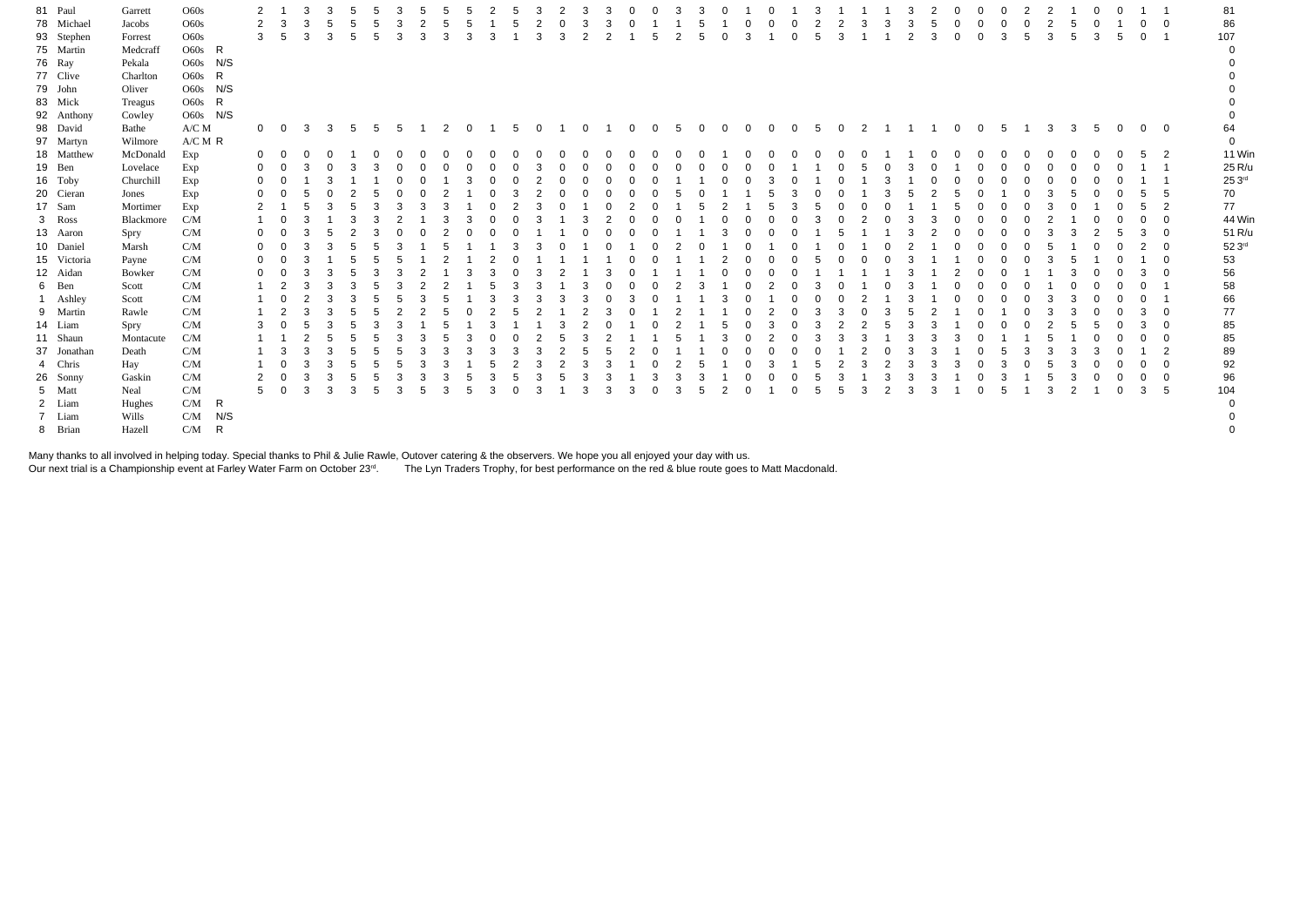| | | | | | | | | | | | | | | | | | | | | | | | | | | | | | | | | | | | | | | | | | | | | | |
|---|---|---|---|---|---|---|---|---|---|---|---|---|---|---|---|---|---|---|---|---|---|---|---|---|---|---|---|---|---|---|---|---|---|---|---|---|---|---|---|---|---|---|---|---|---|
| 81 | Paul | Garrett | O60s | | 2 | 1 | 3 | 3 | 5 | 5 | 3 | 5 | 5 | 5 | 2 | 5 | 3 | 2 | 3 | 3 | 0 | 0 | 3 | 3 | 0 | 1 | 0 | 1 | 3 | 1 | 1 | 1 | 3 | 2 | 0 | 0 | 0 | 2 | 2 | 1 | 0 | 0 | 1 | 1 | 81 |
| 78 | Michael | Jacobs | O60s | | 2 | 3 | 3 | 5 | 5 | 5 | 3 | 2 | 5 | 5 | 1 | 5 | 2 | 0 | 3 | 3 | 0 | 1 | 1 | 5 | 1 | 0 | 0 | 0 | 2 | 2 | 3 | 3 | 3 | 5 | 0 | 0 | 0 | 0 | 2 | 5 | 0 | 1 | 0 | 0 | 86 |
| 93 | Stephen | Forrest | O60s | | 3 | 5 | 3 | 3 | 5 | 5 | 3 | 3 | 3 | 3 | 3 | 1 | 3 | 3 | 2 | 2 | 1 | 5 | 2 | 5 | 0 | 3 | 1 | 0 | 5 | 3 | 1 | 1 | 2 | 3 | 0 | 0 | 3 | 5 | 3 | 5 | 3 | 5 | 0 | 1 | 107 |
| 75 | Martin | Medcraff | O60s | R | | | | | | | | | | | | | | | | | | | | | | | | | | | | | | | | | | | | | | | | | 0 |
| 76 | Ray | Pekala | O60s | N/S | | | | | | | | | | | | | | | | | | | | | | | | | | | | | | | | | | | | | | | | | 0 |
| 77 | Clive | Charlton | O60s | R | | | | | | | | | | | | | | | | | | | | | | | | | | | | | | | | | | | | | | | | | 0 |
| 79 | John | Oliver | O60s | N/S | | | | | | | | | | | | | | | | | | | | | | | | | | | | | | | | | | | | | | | | | 0 |
| 83 | Mick | Treagus | O60s | R | | | | | | | | | | | | | | | | | | | | | | | | | | | | | | | | | | | | | | | | | 0 |
| 92 | Anthony | Cowley | O60s | N/S | | | | | | | | | | | | | | | | | | | | | | | | | | | | | | | | | | | | | | | | | 0 |
| 98 | David | Bathe | A/C M | | 0 | 0 | 3 | 3 | 5 | 5 | 5 | 1 | 2 | 0 | 1 | 5 | 0 | 1 | 0 | 1 | 0 | 0 | 5 | 0 | 0 | 0 | 0 | 0 | 5 | 0 | 2 | 1 | 1 | 1 | 0 | 0 | 5 | 1 | 3 | 3 | 5 | 0 | 0 | 0 | 64 |
| 97 | Martyn | Wilmore | A/C M | R | | | | | | | | | | | | | | | | | | | | | | | | | | | | | | | | | | | | | | | | | 0 |
| 18 | Matthew | McDonald | Exp | | 0 | 0 | 0 | 0 | 1 | 0 | 0 | 0 | 0 | 0 | 0 | 0 | 0 | 0 | 0 | 0 | 0 | 0 | 0 | 0 | 1 | 0 | 0 | 0 | 0 | 0 | 0 | 0 | 1 | 1 | 0 | 0 | 0 | 0 | 0 | 0 | 0 | 0 | 5 | 2 | 11 Win |
| 19 | Ben | Lovelace | Exp | | 0 | 0 | 3 | 0 | 3 | 3 | 0 | 0 | 0 | 0 | 0 | 0 | 3 | 0 | 0 | 0 | 0 | 0 | 0 | 0 | 0 | 0 | 0 | 0 | 1 | 1 | 0 | 5 | 0 | 3 | 0 | 1 | 0 | 0 | 0 | 0 | 0 | 0 | 1 | 1 | 25 R/u |
| 16 | Toby | Churchill | Exp | | 0 | 0 | 1 | 3 | 1 | 1 | 0 | 0 | 1 | 3 | 0 | 0 | 2 | 0 | 0 | 0 | 0 | 0 | 0 | 1 | 1 | 0 | 0 | 3 | 0 | 1 | 0 | 1 | 3 | 1 | 0 | 0 | 0 | 0 | 0 | 0 | 0 | 0 | 1 | 1 | 25 3rd |
| 20 | Cieran | Jones | Exp | | 0 | 0 | 5 | 0 | 2 | 5 | 0 | 0 | 2 | 1 | 0 | 3 | 2 | 0 | 0 | 0 | 0 | 0 | 5 | 0 | 1 | 1 | 5 | 3 | 0 | 0 | 1 | 3 | 5 | 2 | 5 | 0 | 1 | 0 | 3 | 5 | 0 | 0 | 5 | 5 | 70 |
| 17 | Sam | Mortimer | Exp | | 2 | 1 | 5 | 3 | 5 | 3 | 3 | 3 | 3 | 1 | 0 | 2 | 3 | 0 | 1 | 0 | 2 | 0 | 1 | 5 | 2 | 1 | 5 | 3 | 5 | 0 | 0 | 0 | 1 | 1 | 5 | 0 | 0 | 0 | 3 | 0 | 1 | 0 | 5 | 2 | 77 |
| 3 | Ross | Blackmore | C/M | | 1 | 0 | 3 | 1 | 3 | 3 | 2 | 1 | 3 | 3 | 0 | 0 | 3 | 1 | 3 | 2 | 0 | 0 | 0 | 1 | 0 | 0 | 0 | 0 | 3 | 0 | 2 | 0 | 3 | 3 | 0 | 0 | 0 | 0 | 2 | 1 | 0 | 0 | 0 | 0 | 44 Win |
| 13 | Aaron | Spry | C/M | | 0 | 0 | 3 | 5 | 2 | 3 | 0 | 0 | 2 | 0 | 0 | 0 | 1 | 1 | 0 | 0 | 0 | 0 | 1 | 1 | 3 | 0 | 0 | 0 | 1 | 5 | 1 | 1 | 3 | 2 | 0 | 0 | 0 | 0 | 3 | 3 | 2 | 5 | 3 | 0 | 51 R/u |
| 10 | Daniel | Marsh | C/M | | 0 | 0 | 3 | 3 | 5 | 5 | 3 | 1 | 5 | 1 | 1 | 3 | 3 | 0 | 1 | 0 | 1 | 0 | 2 | 0 | 1 | 0 | 1 | 0 | 1 | 0 | 1 | 0 | 2 | 1 | 0 | 0 | 0 | 0 | 5 | 1 | 0 | 0 | 2 | 0 | 52 3rd |
| 15 | Victoria | Payne | C/M | | 0 | 0 | 3 | 1 | 5 | 5 | 5 | 1 | 2 | 1 | 2 | 0 | 1 | 1 | 1 | 1 | 0 | 0 | 1 | 1 | 2 | 0 | 0 | 0 | 5 | 0 | 0 | 0 | 3 | 1 | 1 | 0 | 0 | 0 | 3 | 5 | 1 | 0 | 1 | 0 | 53 |
| 12 | Aidan | Bowker | C/M | | 0 | 0 | 3 | 3 | 5 | 3 | 3 | 2 | 1 | 3 | 3 | 0 | 3 | 2 | 1 | 3 | 0 | 1 | 1 | 1 | 0 | 0 | 0 | 0 | 1 | 1 | 1 | 1 | 3 | 1 | 2 | 0 | 0 | 1 | 1 | 3 | 0 | 0 | 3 | 0 | 56 |
| 6 | Ben | Scott | C/M | | 1 | 2 | 3 | 3 | 3 | 5 | 3 | 2 | 2 | 1 | 5 | 3 | 3 | 1 | 3 | 0 | 0 | 0 | 2 | 3 | 1 | 0 | 2 | 0 | 3 | 0 | 1 | 0 | 3 | 1 | 0 | 0 | 0 | 0 | 1 | 0 | 0 | 0 | 0 | 1 | 58 |
| 1 | Ashley | Scott | C/M | | 1 | 0 | 2 | 3 | 3 | 5 | 5 | 3 | 5 | 1 | 3 | 3 | 3 | 3 | 3 | 0 | 3 | 0 | 1 | 1 | 3 | 0 | 1 | 0 | 0 | 0 | 2 | 1 | 3 | 1 | 0 | 0 | 0 | 0 | 3 | 3 | 0 | 0 | 0 | 1 | 66 |
| 9 | Martin | Rawle | C/M | | 1 | 2 | 3 | 3 | 5 | 5 | 2 | 2 | 5 | 0 | 2 | 5 | 2 | 1 | 2 | 3 | 0 | 1 | 2 | 1 | 1 | 0 | 2 | 0 | 3 | 3 | 0 | 3 | 5 | 2 | 1 | 0 | 1 | 0 | 3 | 3 | 0 | 0 | 3 | 0 | 77 |
| 14 | Liam | Spry | C/M | | 3 | 0 | 5 | 3 | 5 | 3 | 3 | 1 | 5 | 1 | 3 | 1 | 1 | 3 | 2 | 0 | 1 | 0 | 2 | 1 | 5 | 0 | 3 | 0 | 3 | 2 | 2 | 5 | 3 | 3 | 1 | 0 | 0 | 0 | 2 | 5 | 5 | 0 | 3 | 0 | 85 |
| 11 | Shaun | Montacute | C/M | | 1 | 1 | 2 | 5 | 5 | 5 | 3 | 3 | 5 | 3 | 0 | 0 | 2 | 5 | 3 | 2 | 1 | 1 | 5 | 1 | 3 | 0 | 2 | 0 | 3 | 3 | 3 | 1 | 3 | 3 | 3 | 0 | 1 | 1 | 5 | 1 | 0 | 0 | 0 | 0 | 85 |
| 37 | Jonathan | Death | C/M | | 1 | 3 | 3 | 3 | 5 | 5 | 5 | 3 | 3 | 3 | 3 | 3 | 3 | 2 | 5 | 5 | 2 | 0 | 1 | 1 | 0 | 0 | 0 | 0 | 0 | 1 | 2 | 0 | 3 | 3 | 1 | 0 | 5 | 3 | 3 | 3 | 3 | 0 | 1 | 2 | 89 |
| 4 | Chris | Hay | C/M | | 1 | 0 | 3 | 3 | 5 | 5 | 5 | 3 | 3 | 1 | 5 | 2 | 3 | 2 | 3 | 3 | 1 | 0 | 2 | 5 | 1 | 0 | 3 | 1 | 5 | 2 | 3 | 2 | 3 | 3 | 3 | 0 | 3 | 0 | 5 | 3 | 0 | 0 | 0 | 0 | 92 |
| 26 | Sonny | Gaskin | C/M | | 2 | 0 | 3 | 3 | 5 | 5 | 3 | 3 | 3 | 5 | 3 | 5 | 3 | 5 | 3 | 3 | 1 | 3 | 3 | 3 | 1 | 0 | 0 | 0 | 5 | 3 | 1 | 3 | 3 | 3 | 1 | 0 | 3 | 1 | 5 | 3 | 0 | 0 | 0 | 0 | 96 |
| 5 | Matt | Neal | C/M | | 5 | 0 | 3 | 3 | 3 | 5 | 3 | 5 | 3 | 5 | 3 | 0 | 3 | 1 | 3 | 3 | 3 | 0 | 3 | 5 | 2 | 0 | 1 | 0 | 5 | 5 | 3 | 2 | 3 | 3 | 1 | 0 | 5 | 1 | 3 | 2 | 1 | 0 | 3 | 5 | 104 |
| 2 | Liam | Hughes | C/M | R | | | | | | | | | | | | | | | | | | | | | | | | | | | | | | | | | | | | | | | | | 0 |
| 7 | Liam | Wills | C/M | N/S | | | | | | | | | | | | | | | | | | | | | | | | | | | | | | | | | | | | | | | | | 0 |
| 8 | Brian | Hazell | C/M | R | | | | | | | | | | | | | | | | | | | | | | | | | | | | | | | | | | | | | | | | | 0 |

Many thanks to all involved in helping today. Special thanks to Phil & Julie Rawle, Outover catering & the observers. We hope you all enjoyed your day with us.
Our next trial is a Championship event at Farley Water Farm on October 23rd. The Lyn Traders Trophy, for best performance on the red & blue route goes to Matt Macdonald.